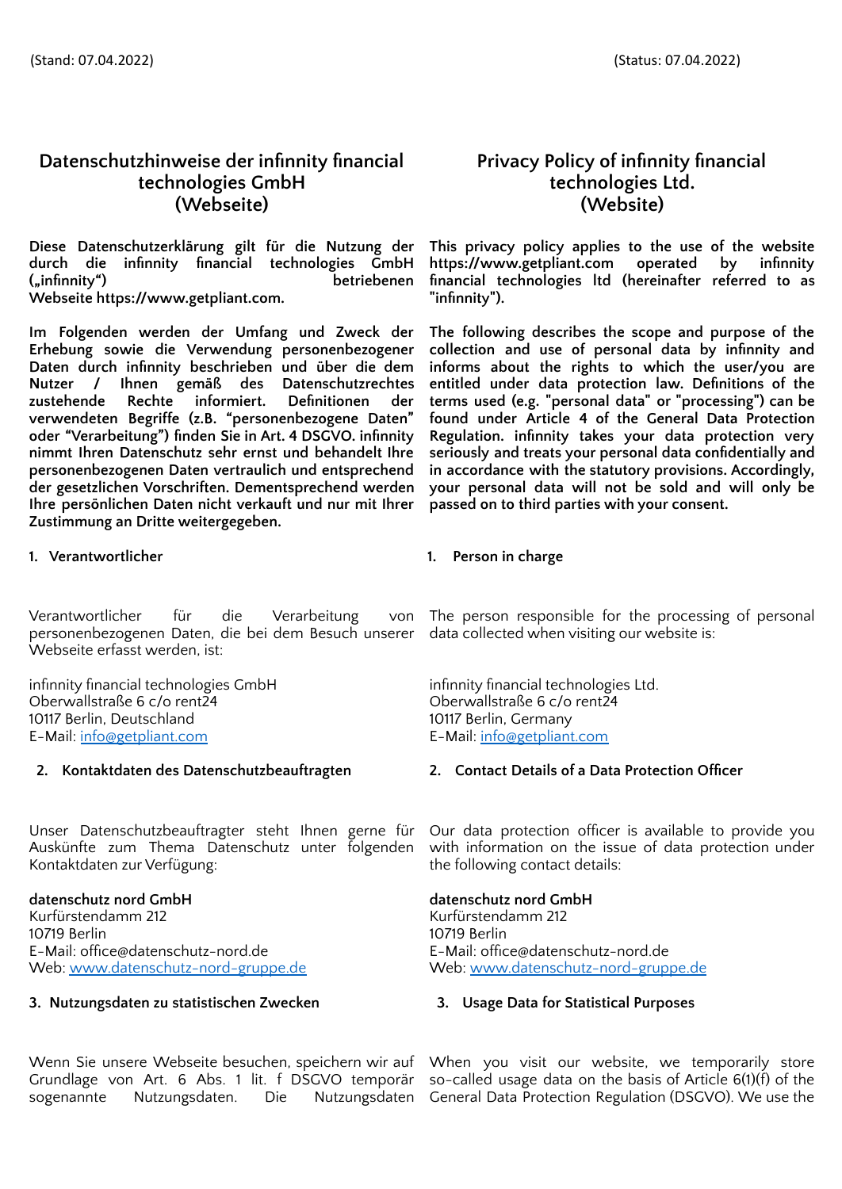(Stand: 07.04.2022)

# Datenschutzhinweise der infinnity financial technologies GmbH (Webseite)

**Diese Datenschutzerklärung gilt für die Nutzung der durch die infinnity financial technologies GmbH („infinnity“) betriebenen Webseite https://www.getpliant.com.**

**Im Folgenden werden der Umfang und Zweck der Erhebung sowie die Verwendung personenbezogener Daten durch infinnity beschrieben und über die dem Nutzer / Ihnen gemäß des Datenschutzrechtes zustehende Rechte informiert. Definitionen der verwendeten Begriffe (z.B. “personenbezogene Daten” oder “Verarbeitung”) finden Sie in Art. 4 DSGVO. infinnity nimmt Ihren Datenschutz sehr ernst und behandelt Ihre personenbezogenen Daten vertraulich und entsprechend der gesetzlichen Vorschriften. Dementsprechend werden Ihre persönlichen Daten nicht verkauft und nur mit Ihrer Zustimmung an Dritte weitergegeben.**

## 1. Verantwortlicher

Verantwortlicher für die Verarbeitung von personenbezogenen Daten, die bei dem Besuch unserer Webseite erfasst werden, ist:

infinnity financial technologies GmbH
Oberwallstraße 6 c/o rent24
10117 Berlin, Deutschland
E-Mail: info@getpliant.com

## 2. Kontaktdaten des Datenschutzbeauftragten

Unser Datenschutzbeauftragter steht Ihnen gerne für Auskünfte zum Thema Datenschutz unter folgenden Kontaktdaten zur Verfügung:

**datenschutz nord GmbH**
Kurfürstendamm 212
10719 Berlin
E-Mail: office@datenschutz-nord.de
Web: www.datenschutz-nord-gruppe.de

## 3. Nutzungsdaten zu statistischen Zwecken

Wenn Sie unsere Webseite besuchen, speichern wir auf Grundlage von Art. 6 Abs. 1 lit. f DSGVO temporär sogenannte Nutzungsdaten. Die Nutzungsdaten

(Status: 07.04.2022)

# Privacy Policy of infinnity financial technologies Ltd. (Website)

**This privacy policy applies to the use of the website https://www.getpliant.com operated by infinnity financial technologies ltd (hereinafter referred to as "infinnity").**

**The following describes the scope and purpose of the collection and use of personal data by infinnity and informs about the rights to which the user/you are entitled under data protection law. Definitions of the terms used (e.g. "personal data" or "processing") can be found under Article 4 of the General Data Protection Regulation. infinnity takes your data protection very seriously and treats your personal data confidentially and in accordance with the statutory provisions. Accordingly, your personal data will not be sold and will only be passed on to third parties with your consent.**

## 1. Person in charge

The person responsible for the processing of personal data collected when visiting our website is:

infinnity financial technologies Ltd.
Oberwallstraße 6 c/o rent24
10117 Berlin, Germany
E-Mail: info@getpliant.com

## 2. Contact Details of a Data Protection Officer

Our data protection officer is available to provide you with information on the issue of data protection under the following contact details:

**datenschutz nord GmbH**
Kurfürstendamm 212
10719 Berlin
E-Mail: office@datenschutz-nord.de
Web: www.datenschutz-nord-gruppe.de

## 3. Usage Data for Statistical Purposes

When you visit our website, we temporarily store so-called usage data on the basis of Article 6(1)(f) of the General Data Protection Regulation (DSGVO). We use the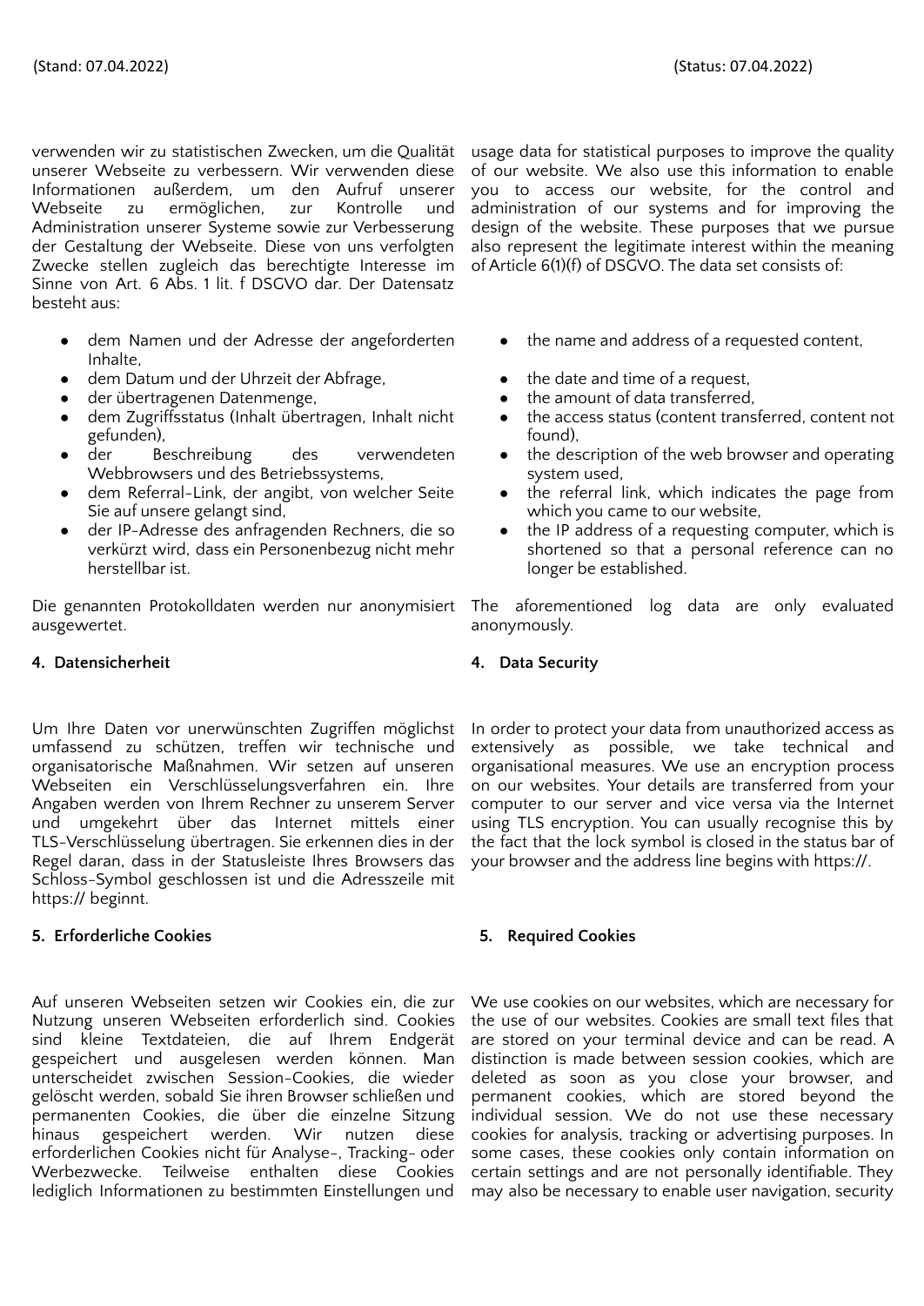verwenden wir zu statistischen Zwecken, um die Qualität unserer Webseite zu verbessern. Wir verwenden diese Informationen außerdem, um den Aufruf unserer Webseite zu ermöglichen, zur Kontrolle und Administration unserer Systeme sowie zur Verbesserung der Gestaltung der Webseite. Diese von uns verfolgten Zwecke stellen zugleich das berechtigte Interesse im Sinne von Art. 6 Abs. 1 lit. f DSGVO dar. Der Datensatz besteht aus:

- dem Namen und der Adresse der angeforderten Inhalte,
- dem Datum und der Uhrzeit der Abfrage,
- der übertragenen Datenmenge,
- dem Zugriffsstatus (Inhalt übertragen, Inhalt nicht gefunden),
- der Beschreibung des verwendeten Webbrowsers und des Betriebssystems,
- dem Referral-Link, der angibt, von welcher Seite Sie auf unsere gelangt sind,
- der IP-Adresse des anfragenden Rechners, die so verkürzt wird, dass ein Personenbezug nicht mehr herstellbar ist.

Die genannten Protokolldaten werden nur anonymisiert ausgewertet.

usage data for statistical purposes to improve the quality of our website. We also use this information to enable you to access our website, for the control and administration of our systems and for improving the design of the website. These purposes that we pursue also represent the legitimate interest within the meaning of Article 6(1)(f) of DSGVO. The data set consists of:

- the name and address of a requested content,
- the date and time of a request,
- the amount of data transferred,
- the access status (content transferred, content not found),
- the description of the web browser and operating system used,
- the referral link, which indicates the page from which you came to our website,
- the IP address of a requesting computer, which is shortened so that a personal reference can no longer be established.

The aforementioned log data are only evaluated anonymously.

## 4. Datensicherheit

Um Ihre Daten vor unerwünschten Zugriffen möglichst umfassend zu schützen, treffen wir technische und organisatorische Maßnahmen. Wir setzen auf unseren Webseiten ein Verschlüsselungsverfahren ein. Ihre Angaben werden von Ihrem Rechner zu unserem Server und umgekehrt über das Internet mittels einer TLS-Verschlüsselung übertragen. Sie erkennen dies in der Regel daran, dass in der Statusleiste Ihres Browsers das Schloss-Symbol geschlossen ist und die Adresszeile mit https:// beginnt.

## 4. Data Security

In order to protect your data from unauthorized access as extensively as possible, we take technical and organisational measures. We use an encryption process on our websites. Your details are transferred from your computer to our server and vice versa via the Internet using TLS encryption. You can usually recognise this by the fact that the lock symbol is closed in the status bar of your browser and the address line begins with https://.

## 5. Erforderliche Cookies

Auf unseren Webseiten setzen wir Cookies ein, die zur Nutzung unseren Webseiten erforderlich sind. Cookies sind kleine Textdateien, die auf Ihrem Endgerät gespeichert und ausgelesen werden können. Man unterscheidet zwischen Session-Cookies, die wieder gelöscht werden, sobald Sie ihren Browser schließen und permanenten Cookies, die über die einzelne Sitzung hinaus gespeichert werden. Wir nutzen diese erforderlichen Cookies nicht für Analyse-, Tracking- oder Werbezwecke. Teilweise enthalten diese Cookies lediglich Informationen zu bestimmten Einstellungen und

## 5. Required Cookies

We use cookies on our websites, which are necessary for the use of our websites. Cookies are small text files that are stored on your terminal device and can be read. A distinction is made between session cookies, which are deleted as soon as you close your browser, and permanent cookies, which are stored beyond the individual session. We do not use these necessary cookies for analysis, tracking or advertising purposes. In some cases, these cookies only contain information on certain settings and are not personally identifiable. They may also be necessary to enable user navigation, security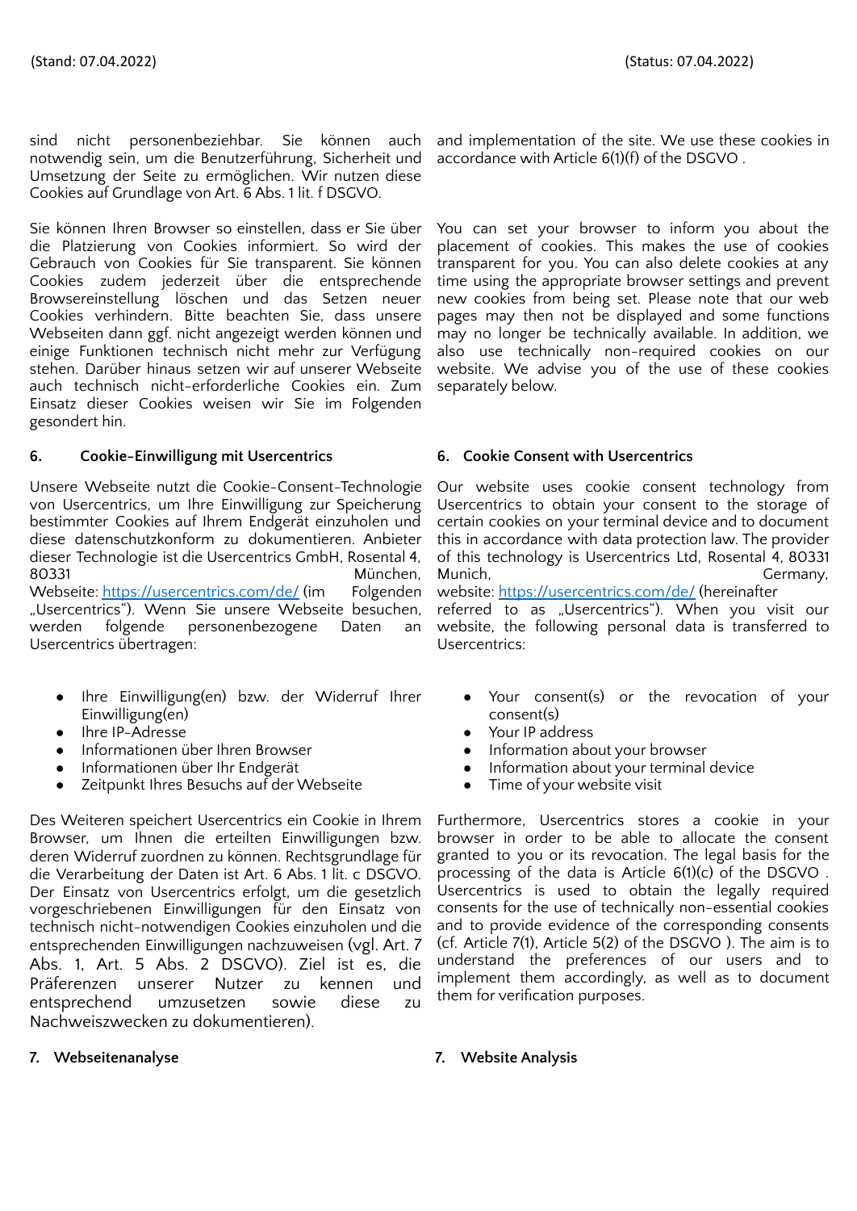sind nicht personenbeziehbar. Sie können auch notwendig sein, um die Benutzerführung, Sicherheit und Umsetzung der Seite zu ermöglichen. Wir nutzen diese Cookies auf Grundlage von Art. 6 Abs. 1 lit. f DSGVO.

Sie können Ihren Browser so einstellen, dass er Sie über die Platzierung von Cookies informiert. So wird der Gebrauch von Cookies für Sie transparent. Sie können Cookies zudem jederzeit über die entsprechende Browsereinstellung löschen und das Setzen neuer Cookies verhindern. Bitte beachten Sie, dass unsere Webseiten dann ggf. nicht angezeigt werden können und einige Funktionen technisch nicht mehr zur Verfügung stehen. Darüber hinaus setzen wir auf unserer Webseite auch technisch nicht-erforderliche Cookies ein. Zum Einsatz dieser Cookies weisen wir Sie im Folgenden gesondert hin.

**6. Cookie-Einwilligung mit Usercentrics**

Unsere Webseite nutzt die Cookie-Consent-Technologie von Usercentrics, um Ihre Einwilligung zur Speicherung bestimmter Cookies auf Ihrem Endgerät einzuholen und diese datenschutzkonform zu dokumentieren. Anbieter dieser Technologie ist die Usercentrics GmbH, Rosental 4, 80331 München, Webseite: https://usercentrics.com/de/ (im Folgenden „Usercentrics"). Wenn Sie unsere Webseite besuchen, werden folgende personenbezogene Daten an Usercentrics übertragen:

- Ihre Einwilligung(en) bzw. der Widerruf Ihrer Einwilligung(en)
- Ihre IP-Adresse
- Informationen über Ihren Browser
- Informationen über Ihr Endgerät
- Zeitpunkt Ihres Besuchs auf der Webseite

Des Weiteren speichert Usercentrics ein Cookie in Ihrem Browser, um Ihnen die erteilten Einwilligungen bzw. deren Widerruf zuordnen zu können. Rechtsgrundlage für die Verarbeitung der Daten ist Art. 6 Abs. 1 lit. c DSGVO. Der Einsatz von Usercentrics erfolgt, um die gesetzlich vorgeschriebenen Einwilligungen für den Einsatz von technisch nicht-notwendigen Cookies einzuholen und die entsprechenden Einwilligungen nachzuweisen (vgl. Art. 7 Abs. 1, Art. 5 Abs. 2 DSGVO). Ziel ist es, die Präferenzen unserer Nutzer zu kennen und entsprechend umzusetzen sowie diese zu Nachweiszwecken zu dokumentieren).

**7. Webseitenanalyse**

and implementation of the site. We use these cookies in accordance with Article 6(1)(f) of the DSGVO .

You can set your browser to inform you about the placement of cookies. This makes the use of cookies transparent for you. You can also delete cookies at any time using the appropriate browser settings and prevent new cookies from being set. Please note that our web pages may then not be displayed and some functions may no longer be technically available. In addition, we also use technically non-required cookies on our website. We advise you of the use of these cookies separately below.

**6. Cookie Consent with Usercentrics**

Our website uses cookie consent technology from Usercentrics to obtain your consent to the storage of certain cookies on your terminal device and to document this in accordance with data protection law. The provider of this technology is Usercentrics Ltd, Rosental 4, 80331 Munich, Germany, website: https://usercentrics.com/de/ (hereinafter referred to as „Usercentrics"). When you visit our website, the following personal data is transferred to Usercentrics:

- Your consent(s) or the revocation of your consent(s)
- Your IP address
- Information about your browser
- Information about your terminal device
- Time of your website visit

Furthermore, Usercentrics stores a cookie in your browser in order to be able to allocate the consent granted to you or its revocation. The legal basis for the processing of the data is Article 6(1)(c) of the DSGVO . Usercentrics is used to obtain the legally required consents for the use of technically non-essential cookies and to provide evidence of the corresponding consents (cf. Article 7(1), Article 5(2) of the DSGVO ). The aim is to understand the preferences of our users and to implement them accordingly, as well as to document them for verification purposes.

**7. Website Analysis**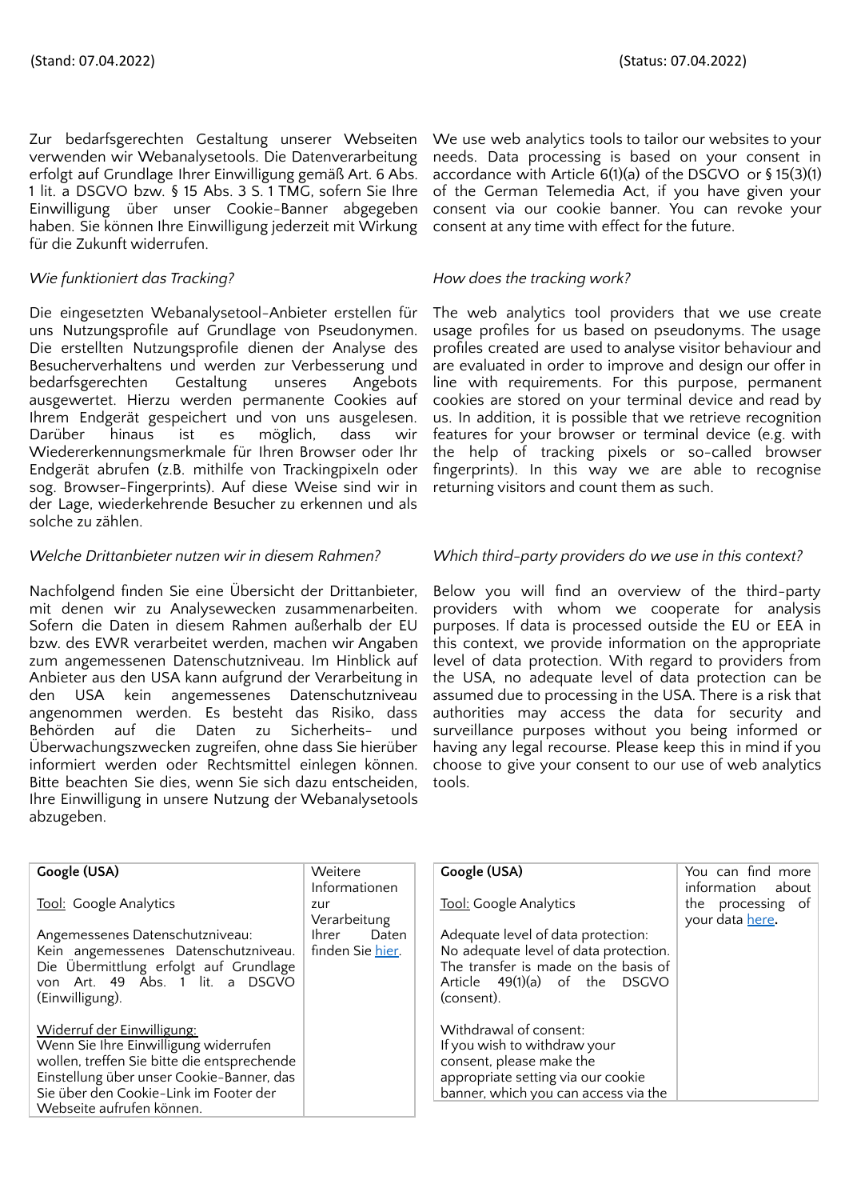(Stand: 07.04.2022)

Zur bedarfsgerechten Gestaltung unserer Webseiten verwenden wir Webanalysetools. Die Datenverarbeitung erfolgt auf Grundlage Ihrer Einwilligung gemäß Art. 6 Abs. 1 lit. a DSGVO bzw. § 15 Abs. 3 S. 1 TMG, sofern Sie Ihre Einwilligung über unser Cookie-Banner abgegeben haben. Sie können Ihre Einwilligung jederzeit mit Wirkung für die Zukunft widerrufen.

*Wie funktioniert das Tracking?*

Die eingesetzten Webanalysetool-Anbieter erstellen für uns Nutzungsprofile auf Grundlage von Pseudonymen. Die erstellten Nutzungsprofile dienen der Analyse des Besucherverhaltens und werden zur Verbesserung und bedarfsgerechten Gestaltung unseres Angebots ausgewertet. Hierzu werden permanente Cookies auf Ihrem Endgerät gespeichert und von uns ausgelesen. Darüber hinaus ist es möglich, dass wir Wiedererkennungsmerkmale für Ihren Browser oder Ihr Endgerät abrufen (z.B. mithilfe von Trackingpixeln oder sog. Browser-Fingerprints). Auf diese Weise sind wir in der Lage, wiederkehrende Besucher zu erkennen und als solche zu zählen.

*Welche Drittanbieter nutzen wir in diesem Rahmen?*

Nachfolgend finden Sie eine Übersicht der Drittanbieter, mit denen wir zu Analysewecken zusammenarbeiten. Sofern die Daten in diesem Rahmen außerhalb der EU bzw. des EWR verarbeitet werden, machen wir Angaben zum angemessenen Datenschutzniveau. Im Hinblick auf Anbieter aus den USA kann aufgrund der Verarbeitung in den USA kein angemessenes Datenschutzniveau angenommen werden. Es besteht das Risiko, dass Behörden auf die Daten zu Sicherheits- und Überwachungszwecken zugreifen, ohne dass Sie hierüber informiert werden oder Rechtsmittel einlegen können. Bitte beachten Sie dies, wenn Sie sich dazu entscheiden, Ihre Einwilligung in unsere Nutzung der Webanalysetools abzugeben.

| **Google (USA)**<br><br>Tool: Google Analytics<br><br>Angemessenes Datenschutzniveau:<br>Kein angemessenes Datenschutzniveau. Die Übermittlung erfolgt auf Grundlage von Art. 49 Abs. 1 lit. a DSGVO (Einwilligung).<br><br>Widerruf der Einwilligung:<br>Wenn Sie Ihre Einwilligung widerrufen wollen, treffen Sie bitte die entsprechende Einstellung über unser Cookie-Banner, das Sie über den Cookie-Link im Footer der Webseite aufrufen können. | Weitere Informationen zur Verarbeitung Ihrer Daten finden Sie [hier](). |
|---|---|

(Status: 07.04.2022)

We use web analytics tools to tailor our websites to your needs. Data processing is based on your consent in accordance with Article 6(1)(a) of the DSGVO or § 15(3)(1) of the German Telemedia Act, if you have given your consent via our cookie banner. You can revoke your consent at any time with effect for the future.

*How does the tracking work?*

The web analytics tool providers that we use create usage profiles for us based on pseudonyms. The usage profiles created are used to analyse visitor behaviour and are evaluated in order to improve and design our offer in line with requirements. For this purpose, permanent cookies are stored on your terminal device and read by us. In addition, it is possible that we retrieve recognition features for your browser or terminal device (e.g. with the help of tracking pixels or so-called browser fingerprints). In this way we are able to recognise returning visitors and count them as such.

*Which third-party providers do we use in this context?*

Below you will find an overview of the third-party providers with whom we cooperate for analysis purposes. If data is processed outside the EU or EEA in this context, we provide information on the appropriate level of data protection. With regard to providers from the USA, no adequate level of data protection can be assumed due to processing in the USA. There is a risk that authorities may access the data for security and surveillance purposes without you being informed or having any legal recourse. Please keep this in mind if you choose to give your consent to our use of web analytics tools.

| **Google (USA)**<br><br>Tool: Google Analytics<br><br>Adequate level of data protection:<br>No adequate level of data protection. The transfer is made on the basis of Article 49(1)(a) of the DSGVO (consent).<br><br>Withdrawal of consent:<br>If you wish to withdraw your consent, please make the appropriate setting via our cookie banner, which you can access via the | You can find more information about the processing of your data [here](). |
|---|---|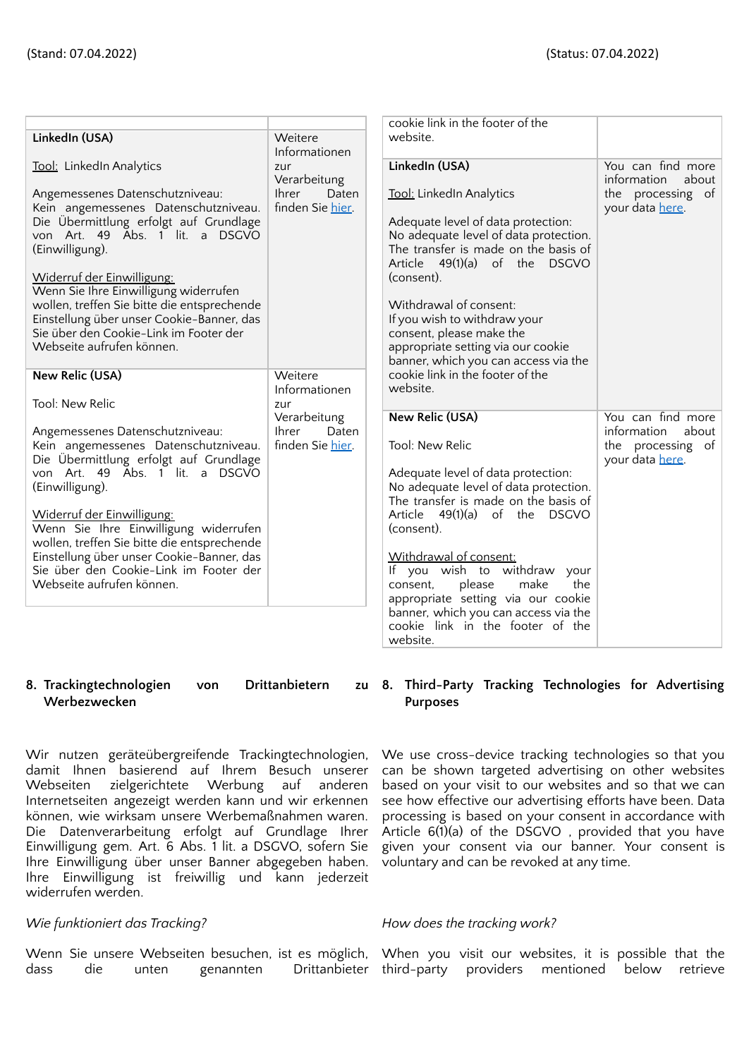(Stand: 07.04.2022)

(Status: 07.04.2022)

| | |
|---|---|
| **LinkedIn (USA)**<br><br>Tool: LinkedIn Analytics<br><br>Angemessenes Datenschutzniveau:<br>Kein angemessenes Datenschutzniveau. Die Übermittlung erfolgt auf Grundlage von Art. 49 Abs. 1 lit. a DSGVO (Einwilligung).<br><br>Widerruf der Einwilligung:<br>Wenn Sie Ihre Einwilligung widerrufen wollen, treffen Sie bitte die entsprechende Einstellung über unser Cookie-Banner, das Sie über den Cookie-Link im Footer der Webseite aufrufen können. | Weitere Informationen zur Verarbeitung Ihrer Daten finden Sie hier. |
| **New Relic (USA)**<br><br>Tool: New Relic<br><br>Angemessenes Datenschutzniveau:<br>Kein angemessenes Datenschutzniveau. Die Übermittlung erfolgt auf Grundlage von Art. 49 Abs. 1 lit. a DSGVO (Einwilligung).<br><br>Widerruf der Einwilligung:<br>Wenn Sie Ihre Einwilligung widerrufen wollen, treffen Sie bitte die entsprechende Einstellung über unser Cookie-Banner, das Sie über den Cookie-Link im Footer der Webseite aufrufen können. | Weitere Informationen zur Verarbeitung Ihrer Daten finden Sie hier. |

| | |
|---|---|
| cookie link in the footer of the website. | |
| **LinkedIn (USA)**<br><br>Tool: LinkedIn Analytics<br><br>Adequate level of data protection:<br>No adequate level of data protection. The transfer is made on the basis of Article 49(1)(a) of the DSGVO (consent).<br><br>Withdrawal of consent:<br>If you wish to withdraw your consent, please make the appropriate setting via our cookie banner, which you can access via the cookie link in the footer of the website. | You can find more information about the processing of your data here. |
| **New Relic (USA)**<br><br>Tool: New Relic<br><br>Adequate level of data protection:<br>No adequate level of data protection. The transfer is made on the basis of Article 49(1)(a) of the DSGVO (consent).<br><br>Withdrawal of consent:<br>If you wish to withdraw your consent, please make the appropriate setting via our cookie banner, which you can access via the cookie link in the footer of the website. | You can find more information about the processing of your data here. |

## 8. Trackingtechnologien von Drittanbietern zu Werbezwecken

Wir nutzen geräteübergreifende Trackingtechnologien, damit Ihnen basierend auf Ihrem Besuch unserer Webseiten zielgerichtete Werbung auf anderen Internetseiten angezeigt werden kann und wir erkennen können, wie wirksam unsere Werbemaßnahmen waren. Die Datenverarbeitung erfolgt auf Grundlage Ihrer Einwilligung gem. Art. 6 Abs. 1 lit. a DSGVO, sofern Sie Ihre Einwilligung über unser Banner abgegeben haben. Ihre Einwilligung ist freiwillig und kann jederzeit widerrufen werden.

*Wie funktioniert das Tracking?*

Wenn Sie unsere Webseiten besuchen, ist es möglich, dass die unten genannten Drittanbieter

## 8. Third-Party Tracking Technologies for Advertising Purposes

We use cross-device tracking technologies so that you can be shown targeted advertising on other websites based on your visit to our websites and so that we can see how effective our advertising efforts have been. Data processing is based on your consent in accordance with Article 6(1)(a) of the DSGVO , provided that you have given your consent via our banner. Your consent is voluntary and can be revoked at any time.

*How does the tracking work?*

When you visit our websites, it is possible that the third-party providers mentioned below retrieve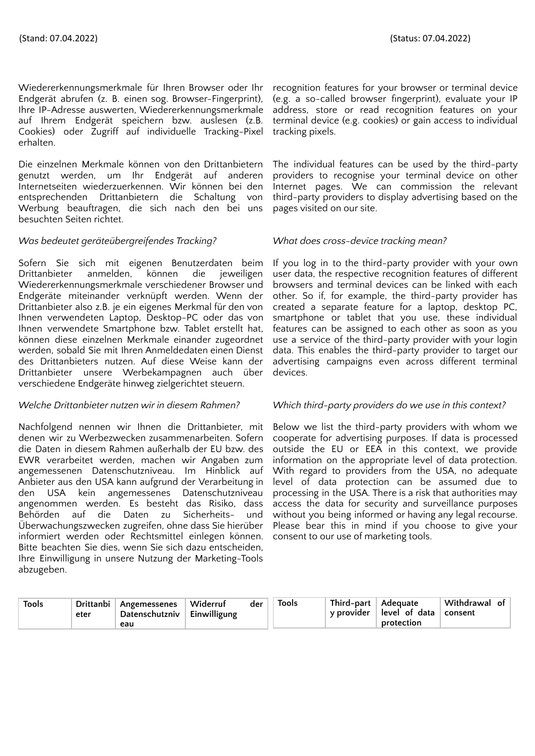Wiedererkennungsmerkmale für Ihren Browser oder Ihr Endgerät abrufen (z. B. einen sog. Browser-Fingerprint), Ihre IP-Adresse auswerten, Wiedererkennungsmerkmale auf Ihrem Endgerät speichern bzw. auslesen (z.B. Cookies) oder Zugriff auf individuelle Tracking-Pixel erhalten.

Die einzelnen Merkmale können von den Drittanbietern genutzt werden, um Ihr Endgerät auf anderen Internetseiten wiederzuerkennen. Wir können bei den entsprechenden Drittanbietern die Schaltung von Werbung beauftragen, die sich nach den bei uns besuchten Seiten richtet.

*Was bedeutet geräteübergreifendes Tracking?*

Sofern Sie sich mit eigenen Benutzerdaten beim Drittanbieter anmelden, können die jeweiligen Wiedererkennungsmerkmale verschiedener Browser und Endgeräte miteinander verknüpft werden. Wenn der Drittanbieter also z.B. je ein eigenes Merkmal für den von Ihnen verwendeten Laptop, Desktop-PC oder das von Ihnen verwendete Smartphone bzw. Tablet erstellt hat, können diese einzelnen Merkmale einander zugeordnet werden, sobald Sie mit Ihren Anmeldedaten einen Dienst des Drittanbieters nutzen. Auf diese Weise kann der Drittanbieter unsere Werbekampagnen auch über verschiedene Endgeräte hinweg zielgerichtet steuern.

*Welche Drittanbieter nutzen wir in diesem Rahmen?*

Nachfolgend nennen wir Ihnen die Drittanbieter, mit denen wir zu Werbezwecken zusammenarbeiten. Sofern die Daten in diesem Rahmen außerhalb der EU bzw. des EWR verarbeitet werden, machen wir Angaben zum angemessenen Datenschutzniveau. Im Hinblick auf Anbieter aus den USA kann aufgrund der Verarbeitung in den USA kein angemessenes Datenschutzniveau angenommen werden. Es besteht das Risiko, dass Behörden auf die Daten zu Sicherheits- und Überwachungszwecken zugreifen, ohne dass Sie hierüber informiert werden oder Rechtsmittel einlegen können. Bitte beachten Sie dies, wenn Sie sich dazu entscheiden, Ihre Einwilligung in unsere Nutzung der Marketing-Tools abzugeben.

| Tools | Drittanbieter | Angemessenes Datenschutzniveau | Widerruf der Einwilligung |
|---|---|---|---|

recognition features for your browser or terminal device (e.g. a so-called browser fingerprint), evaluate your IP address, store or read recognition features on your terminal device (e.g. cookies) or gain access to individual tracking pixels.

The individual features can be used by the third-party providers to recognise your terminal device on other Internet pages. We can commission the relevant third-party providers to display advertising based on the pages visited on our site.

*What does cross-device tracking mean?*

If you log in to the third-party provider with your own user data, the respective recognition features of different browsers and terminal devices can be linked with each other. So if, for example, the third-party provider has created a separate feature for a laptop, desktop PC, smartphone or tablet that you use, these individual features can be assigned to each other as soon as you use a service of the third-party provider with your login data. This enables the third-party provider to target our advertising campaigns even across different terminal devices.

*Which third-party providers do we use in this context?*

Below we list the third-party providers with whom we cooperate for advertising purposes. If data is processed outside the EU or EEA in this context, we provide information on the appropriate level of data protection. With regard to providers from the USA, no adequate level of data protection can be assumed due to processing in the USA. There is a risk that authorities may access the data for security and surveillance purposes without you being informed or having any legal recourse. Please bear this in mind if you choose to give your consent to our use of marketing tools.

| Tools | Third-party provider | Adequate level of data protection | Withdrawal of consent |
|---|---|---|---|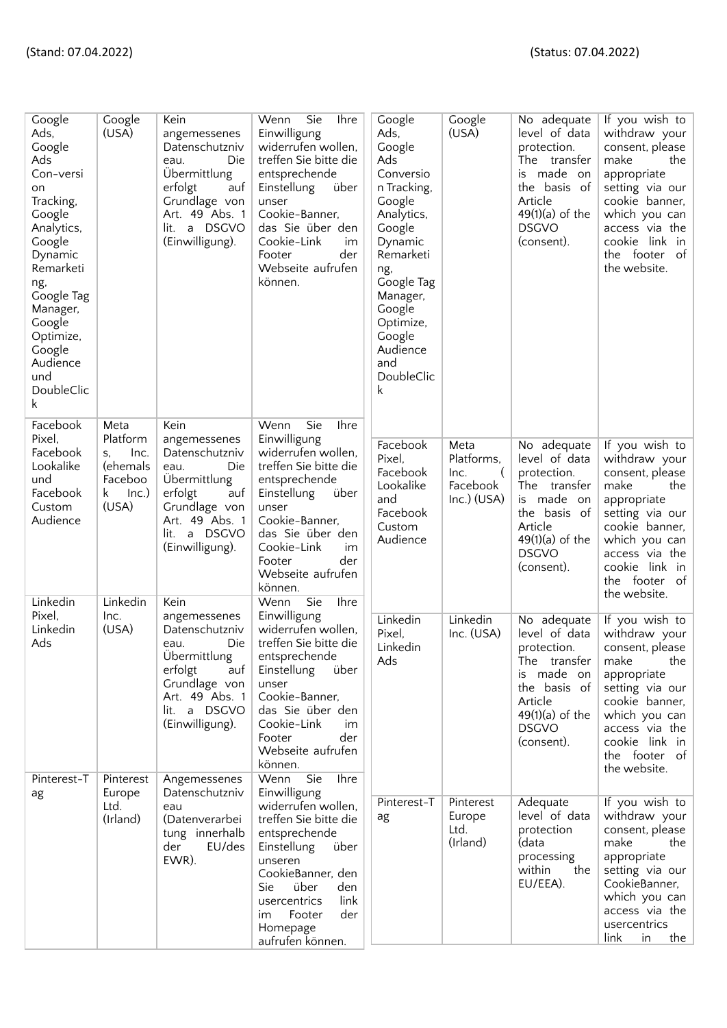(Stand: 07.04.2022)

| | | | |
|---|---|---|---|
| Google Ads, Google Ads Con-version Tracking, Google Analytics, Google Dynamic Remarketing, Google Tag Manager, Google Optimize, Google Audience und DoubleClick | Google (USA) | Kein angemessenes Datenschutzniveau. Die Übermittlung erfolgt auf Grundlage von Art. 49 Abs. 1 lit. a DSGVO (Einwilligung). | Wenn Sie Ihre Einwilligung widerrufen wollen, treffen Sie bitte die entsprechende Einstellung über unser Cookie-Banner, das Sie über den Cookie-Link im Footer der Webseite aufrufen können. |
| Facebook Pixel, Facebook Lookalike und Facebook Custom Audience | Meta Platforms, Inc. (ehemals Facebook Inc.) (USA) | Kein angemessenes Datenschutzniveau. Die Übermittlung erfolgt auf Grundlage von Art. 49 Abs. 1 lit. a DSGVO (Einwilligung). | Wenn Sie Ihre Einwilligung widerrufen wollen, treffen Sie bitte die entsprechende Einstellung über unser Cookie-Banner, das Sie über den Cookie-Link im Footer der Webseite aufrufen können. |
| Linkedin Pixel, Linkedin Ads | Linkedin Inc. (USA) | Kein angemessenes Datenschutzniveau. Die Übermittlung erfolgt auf Grundlage von Art. 49 Abs. 1 lit. a DSGVO (Einwilligung). | Wenn Sie Ihre Einwilligung widerrufen wollen, treffen Sie bitte die entsprechende Einstellung über unser Cookie-Banner, das Sie über den Cookie-Link im Footer der Webseite aufrufen können. |
| Pinterest-Tag | Pinterest Europe Ltd. (Irland) | Angemessenes Datenschutzniveau (Datenverarbeitung innerhalb der EU/des EWR). | Wenn Sie Ihre Einwilligung widerrufen wollen, treffen Sie bitte die entsprechende Einstellung über unseren CookieBanner, den Sie über den usercentrics link im Footer der Homepage aufrufen können. |

(Status: 07.04.2022)

| | | | |
|---|---|---|---|
| Google Ads, Google Ads Conversion Tracking, Google Analytics, Google Dynamic Remarketing, Google Tag Manager, Google Optimize, Google Audience and DoubleClick | Google (USA) | No adequate level of data protection. The transfer is made on the basis of Article 49(1)(a) of the DSGVO (consent). | If you wish to withdraw your consent, please make the appropriate setting via our cookie banner, which you can access via the cookie link in the footer of the website. |
| Facebook Pixel, Facebook Lookalike and Facebook Custom Audience | Meta Platforms, Inc. ( Facebook Inc.) (USA) | No adequate level of data protection. The transfer is made on the basis of Article 49(1)(a) of the DSGVO (consent). | If you wish to withdraw your consent, please make the appropriate setting via our cookie banner, which you can access via the cookie link in the footer of the website. |
| Linkedin Pixel, Linkedin Ads | Linkedin Inc. (USA) | No adequate level of data protection. The transfer is made on the basis of Article 49(1)(a) of the DSGVO (consent). | If you wish to withdraw your consent, please make the appropriate setting via our cookie banner, which you can access via the cookie link in the footer of the website. |
| Pinterest-Tag | Pinterest Europe Ltd. (Irland) | Adequate level of data protection (data processing within the EU/EEA). | If you wish to withdraw your consent, please make the appropriate setting via our CookieBanner, which you can access via the usercentrics link in the |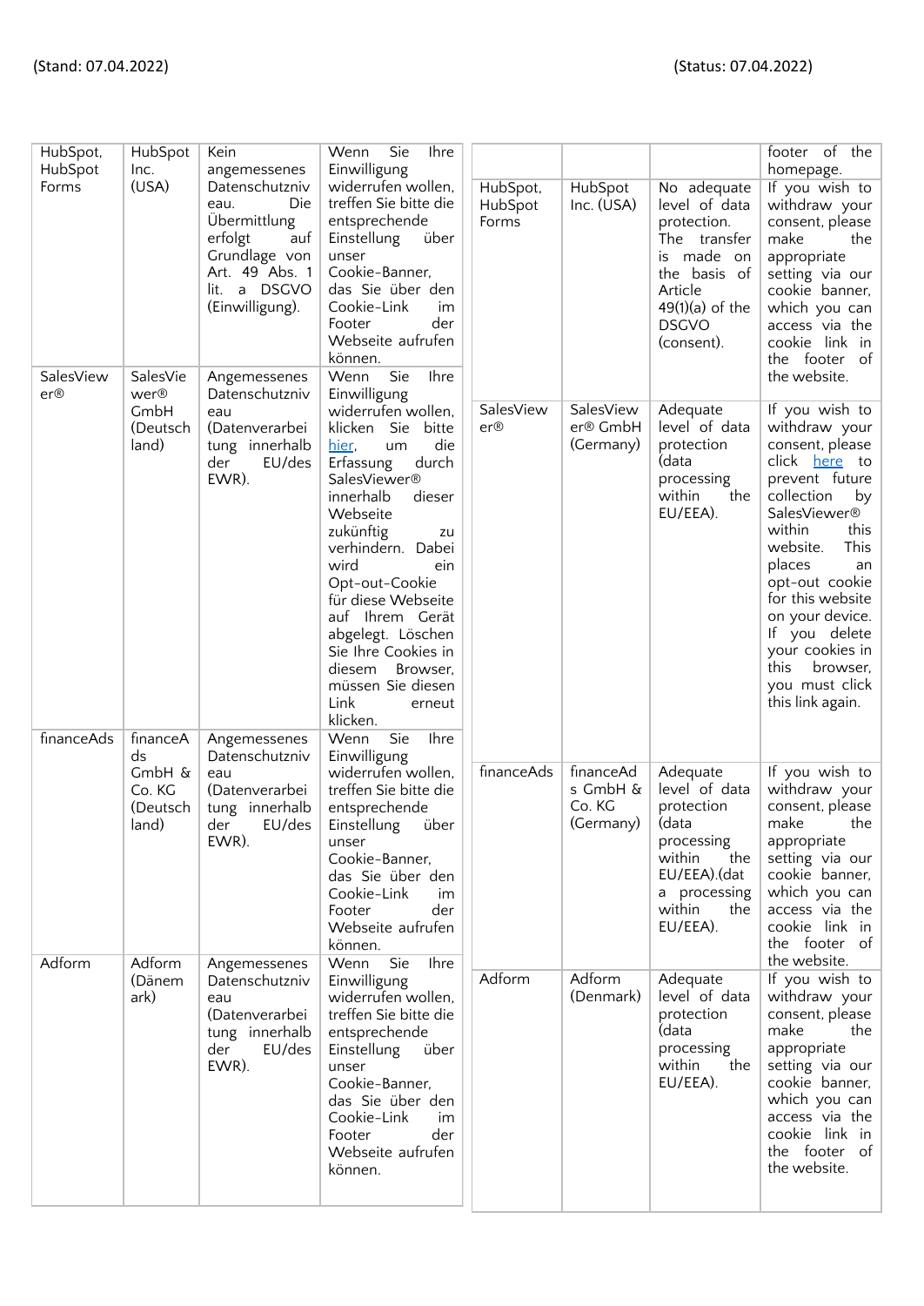(Stand: 07.04.2022)

| | | | |
|---|---|---|---|
| HubSpot, HubSpot Forms | HubSpot Inc. (USA) | Kein angemessenes Datenschutzniveau. Die Übermittlung erfolgt auf Grundlage von Art. 49 Abs. 1 lit. a DSGVO (Einwilligung). | Wenn Sie Ihre Einwilligung widerrufen wollen, treffen Sie bitte die entsprechende Einstellung über unser Cookie-Banner, das Sie über den Cookie-Link im Footer der Webseite aufrufen können. |
| SalesViewer® | SalesViewer® GmbH (Deutschland) | Angemessenes Datenschutzniveau (Datenverarbeitung innerhalb der EU/des EWR). | Wenn Sie Ihre Einwilligung widerrufen wollen, klicken Sie bitte hier, um die Erfassung durch SalesViewer® innerhalb dieser Webseite zukünftig zu verhindern. Dabei wird ein Opt-out-Cookie für diese Webseite auf Ihrem Gerät abgelegt. Löschen Sie Ihre Cookies in diesem Browser, müssen Sie diesen Link erneut klicken. |
| financeAds | financeAds GmbH & Co. KG (Deutschland) | Angemessenes Datenschutzniveau (Datenverarbeitung innerhalb der EU/des EWR). | Wenn Sie Ihre Einwilligung widerrufen wollen, treffen Sie bitte die entsprechende Einstellung über unser Cookie-Banner, das Sie über den Cookie-Link im Footer der Webseite aufrufen können. |
| Adform | Adform (Dänemark) | Angemessenes Datenschutzniveau (Datenverarbeitung innerhalb der EU/des EWR). | Wenn Sie Ihre Einwilligung widerrufen wollen, treffen Sie bitte die entsprechende Einstellung über unser Cookie-Banner, das Sie über den Cookie-Link im Footer der Webseite aufrufen können. |

(Status: 07.04.2022)

| | | | |
|---|---|---|---|
| | | | footer of the homepage. |
| HubSpot, HubSpot Forms | HubSpot Inc. (USA) | No adequate level of data protection. The transfer is made on the basis of Article 49(1)(a) of the DSGVO (consent). | If you wish to withdraw your consent, please make the appropriate setting via our cookie banner, which you can access via the cookie link in the footer of the website. |
| SalesViewer® | SalesViewer® GmbH (Germany) | Adequate level of data protection (data processing within the EU/EEA). | If you wish to withdraw your consent, please click here to prevent future collection by SalesViewer® within this website. This places an opt-out cookie for this website on your device. If you delete your cookies in this browser, you must click this link again. |
| financeAds | financeAds GmbH & Co. KG (Germany) | Adequate level of data protection (data processing within the EU/EEA).(data processing within the EU/EEA). | If you wish to withdraw your consent, please make the appropriate setting via our cookie banner, which you can access via the cookie link in the footer of the website. |
| Adform | Adform (Denmark) | Adequate level of data protection (data processing within the EU/EEA). | If you wish to withdraw your consent, please make the appropriate setting via our cookie banner, which you can access via the cookie link in the footer of the website. |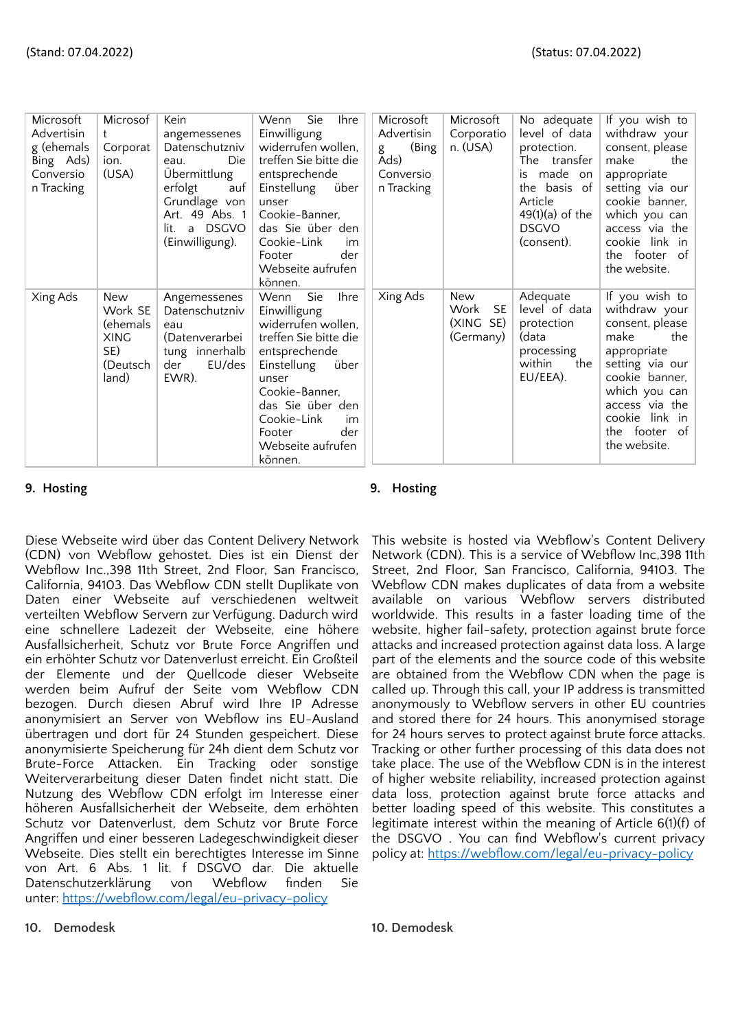(Stand: 07.04.2022)

| Microsoft Advertising (ehemals Bing Ads) Conversion Tracking | Microsoft Corporation. (USA) | Kein angemessenes Datenschutzniveau. Die Übermittlung erfolgt auf Grundlage von Art. 49 Abs. 1 lit. a DSGVO (Einwilligung). | Wenn Sie Ihre Einwilligung widerrufen wollen, treffen Sie bitte die entsprechende Einstellung über unser Cookie-Banner, das Sie über den Cookie-Link im Footer der Webseite aufrufen können. |
|---|---|---|---|
| Xing Ads | New Work SE (ehemals XING SE) (Deutschland) | Angemessenes Datenschutzniveau (Datenverarbeitung innerhalb der EU/des EWR). | Wenn Sie Ihre Einwilligung widerrufen wollen, treffen Sie bitte die entsprechende Einstellung über unser Cookie-Banner, das Sie über den Cookie-Link im Footer der Webseite aufrufen können. |

## 9. Hosting

Diese Webseite wird über das Content Delivery Network (CDN) von Webflow gehostet. Dies ist ein Dienst der Webflow Inc.,398 11th Street, 2nd Floor, San Francisco, California, 94103. Das Webflow CDN stellt Duplikate von Daten einer Webseite auf verschiedenen weltweit verteilten Webflow Servern zur Verfügung. Dadurch wird eine schnellere Ladezeit der Webseite, eine höhere Ausfallsicherheit, Schutz vor Brute Force Angriffen und ein erhöhter Schutz vor Datenverlust erreicht. Ein Großteil der Elemente und der Quellcode dieser Webseite werden beim Aufruf der Seite vom Webflow CDN bezogen. Durch diesen Abruf wird Ihre IP Adresse anonymisiert an Server von Webflow ins EU-Ausland übertragen und dort für 24 Stunden gespeichert. Diese anonymisierte Speicherung für 24h dient dem Schutz vor Brute-Force Attacken. Ein Tracking oder sonstige Weiterverarbeitung dieser Daten findet nicht statt. Die Nutzung des Webflow CDN erfolgt im Interesse einer höheren Ausfallsicherheit der Webseite, dem erhöhten Schutz vor Datenverlust, dem Schutz vor Brute Force Angriffen und einer besseren Ladegeschwindigkeit dieser Webseite. Dies stellt ein berechtigtes Interesse im Sinne von Art. 6 Abs. 1 lit. f DSGVO dar. Die aktuelle Datenschutzerklärung von Webflow finden Sie unter: https://webflow.com/legal/eu-privacy-policy

## 10. Demodesk

(Status: 07.04.2022)

| Microsoft Advertising (Bing Ads) Conversion Tracking | Microsoft Corporation. (USA) | No adequate level of data protection. The transfer is made on the basis of Article 49(1)(a) of the DSGVO (consent). | If you wish to withdraw your consent, please make the appropriate setting via our cookie banner, which you can access via the cookie link in the footer of the website. |
|---|---|---|---|
| Xing Ads | New Work SE (XING SE) (Germany) | Adequate level of data protection (data processing within the EU/EEA). | If you wish to withdraw your consent, please make the appropriate setting via our cookie banner, which you can access via the cookie link in the footer of the website. |

## 9. Hosting

This website is hosted via Webflow's Content Delivery Network (CDN). This is a service of Webflow Inc,398 11th Street, 2nd Floor, San Francisco, California, 94103. The Webflow CDN makes duplicates of data from a website available on various Webflow servers distributed worldwide. This results in a faster loading of the website, higher fail-safety, protection against brute force attacks and increased protection against data loss. A large part of the elements and the source code of this website are obtained from the Webflow CDN when the page is called up. Through this call, your IP address is transmitted anonymously to Webflow servers in other EU countries and stored there for 24 hours. This anonymised storage for 24 hours serves to protect against brute force attacks. Tracking or other further processing of this data does not take place. The use of the Webflow CDN is in the interest of higher website reliability, increased protection against data loss, protection against brute force attacks and better loading speed of this website. This constitutes a legitimate interest within the meaning of Article 6(1)(f) of the DSGVO . You can find Webflow's current privacy policy at: https://webflow.com/legal/eu-privacy-policy

## 10. Demodesk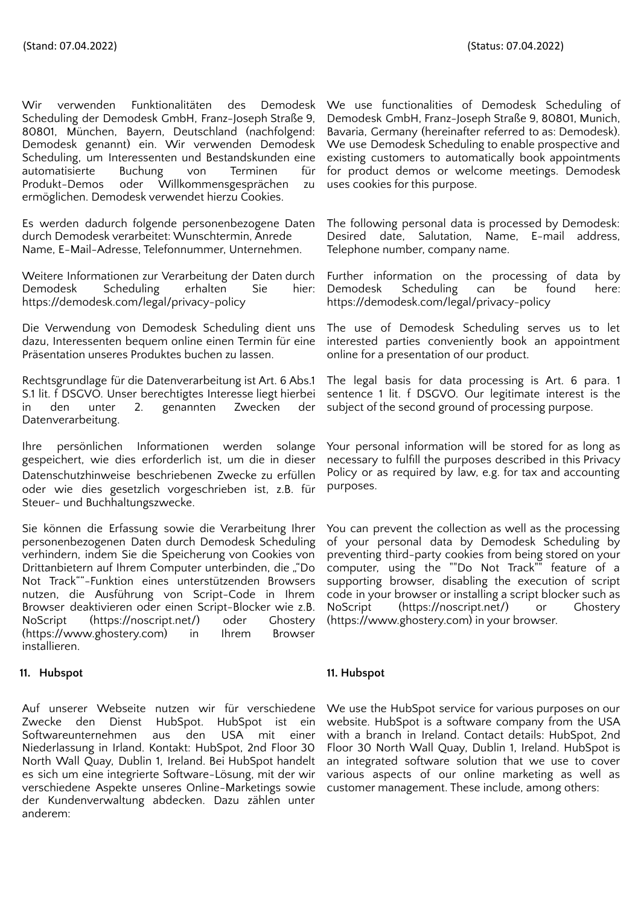(Stand: 07.04.2022)

Wir verwenden Funktionalitäten des Demodesk Scheduling der Demodesk GmbH, Franz-Joseph Straße 9, 80801, München, Bayern, Deutschland (nachfolgend: Demodesk genannt) ein. Wir verwenden Demodesk Scheduling, um Interessenten und Bestandskunden eine automatisierte Buchung von Terminen für Produkt-Demos oder Willkommensgesprächen zu ermöglichen. Demodesk verwendet hierzu Cookies.

Es werden dadurch folgende personenbezogene Daten durch Demodesk verarbeitet: Wunschtermin, Anrede Name, E-Mail-Adresse, Telefonnummer, Unternehmen.

Weitere Informationen zur Verarbeitung der Daten durch Demodesk Scheduling erhalten Sie hier: https://demodesk.com/legal/privacy-policy

Die Verwendung von Demodesk Scheduling dient uns dazu, Interessenten bequem online einen Termin für eine Präsentation unseres Produktes buchen zu lassen.

Rechtsgrundlage für die Datenverarbeitung ist Art. 6 Abs.1 S.1 lit. f DSGVO. Unser berechtigtes Interesse liegt hierbei in den unter 2. genannten Zwecken der Datenverarbeitung.

Ihre persönlichen Informationen werden solange gespeichert, wie dies erforderlich ist, um die in dieser Datenschutzhinweise beschriebenen Zwecke zu erfüllen oder wie dies gesetzlich vorgeschrieben ist, z.B. für Steuer- und Buchhaltungszwecke.

Sie können die Erfassung sowie die Verarbeitung Ihrer personenbezogenen Daten durch Demodesk Scheduling verhindern, indem Sie die Speicherung von Cookies von Drittanbietern auf Ihrem Computer unterbinden, die „"Do Not Track""-Funktion eines unterstützenden Browsers nutzen, die Ausführung von Script-Code in Ihrem Browser deaktivieren oder einen Script-Blocker wie z.B. NoScript (https://noscript.net/) oder Ghostery (https://www.ghostery.com) in Ihrem Browser installieren.

## 11. Hubspot

Auf unserer Webseite nutzen wir für verschiedene Zwecke den Dienst HubSpot. HubSpot ist ein Softwareunternehmen aus den USA mit einer Niederlassung in Irland. Kontakt: HubSpot, 2nd Floor 30 North Wall Quay, Dublin 1, Ireland. Bei HubSpot handelt es sich um eine integrierte Software-Lösung, mit der wir verschiedene Aspekte unseres Online-Marketings sowie der Kundenverwaltung abdecken. Dazu zählen unter anderem:

(Status: 07.04.2022)

We use functionalities of Demodesk Scheduling of Demodesk GmbH, Franz-Joseph Straße 9, 80801, Munich, Bavaria, Germany (hereinafter referred to as: Demodesk). We use Demodesk Scheduling to enable prospective and existing customers to automatically book appointments for product demos or welcome meetings. Demodesk uses cookies for this purpose.

The following personal data is processed by Demodesk: Desired date, Salutation, Name, E-mail address, Telephone number, company name.

Further information on the processing of data by Demodesk Scheduling can be found here: https://demodesk.com/legal/privacy-policy

The use of Demodesk Scheduling serves us to let interested parties conveniently book an appointment online for a presentation of our product.

The legal basis for data processing is Art. 6 para. 1 sentence 1 lit. f DSGVO. Our legitimate interest is the subject of the second ground of processing purpose.

Your personal information will be stored for as long as necessary to fulfill the purposes described in this Privacy Policy or as required by law, e.g. for tax and accounting purposes.

You can prevent the collection as well as the processing of your personal data by Demodesk Scheduling by preventing third-party cookies from being stored on your computer, using the ""Do Not Track"" feature of a supporting browser, disabling the execution of script code in your browser or installing a script blocker such as NoScript (https://noscript.net/) or Ghostery (https://www.ghostery.com) in your browser.

## 11. Hubspot

We use the HubSpot service for various purposes on our website. HubSpot is a software company from the USA with a branch in Ireland. Contact details: HubSpot, 2nd Floor 30 North Wall Quay, Dublin 1, Ireland. HubSpot is an integrated software solution that we use to cover various aspects of our online marketing as well as customer management. These include, among others: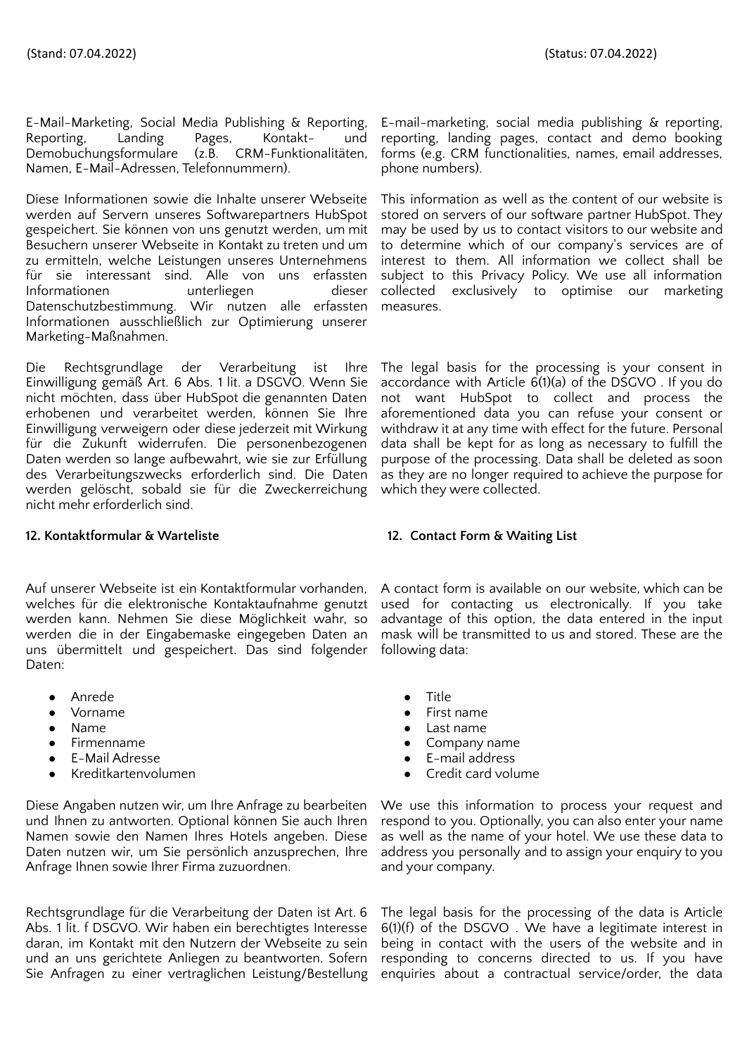E-Mail-Marketing, Social Media Publishing & Reporting, Reporting, Landing Pages, Kontakt- und Demobuchungsformulare (z.B. CRM-Funktionalitäten, Namen, E-Mail-Adressen, Telefonnummern).

Diese Informationen sowie die Inhalte unserer Webseite werden auf Servern unseres Softwarepartners HubSpot gespeichert. Sie können von uns genutzt werden, um mit Besuchern unserer Webseite in Kontakt zu treten und um zu ermitteln, welche Leistungen unseres Unternehmens für sie interessant sind. Alle von uns erfassten Informationen unterliegen dieser Datenschutzbestimmung. Wir nutzen alle erfassten Informationen ausschließlich zur Optimierung unserer Marketing-Maßnahmen.

Die Rechtsgrundlage der Verarbeitung ist Ihre Einwilligung gemäß Art. 6 Abs. 1 lit. a DSGVO. Wenn Sie nicht möchten, dass über HubSpot die genannten Daten erhobenen und verarbeitet werden, können Sie Ihre Einwilligung verweigern oder diese jederzeit mit Wirkung für die Zukunft widerrufen. Die personenbezogenen Daten werden so lange aufbewahrt, wie sie zur Erfüllung des Verarbeitungszwecks erforderlich sind. Die Daten werden gelöscht, sobald sie für die Zweckerreichung nicht mehr erforderlich sind.

**12. Kontaktformular & Warteliste**

Auf unserer Webseite ist ein Kontaktformular vorhanden, welches für die elektronische Kontaktaufnahme genutzt werden kann. Nehmen Sie diese Möglichkeit wahr, so werden die in der Eingabemaske eingegeben Daten an uns übermittelt und gespeichert. Das sind folgender Daten:

- Anrede
- Vorname
- Name
- Firmenname
- E-Mail Adresse
- Kreditkartenvolumen

Diese Angaben nutzen wir, um Ihre Anfrage zu bearbeiten und Ihnen zu antworten. Optional können Sie auch Ihren Namen sowie den Namen Ihres Hotels angeben. Diese Daten nutzen wir, um Sie persönlich anzusprechen, Ihre Anfrage Ihnen sowie Ihrer Firma zuzuordnen.

Rechtsgrundlage für die Verarbeitung der Daten ist Art. 6 Abs. 1 lit. f DSGVO. Wir haben ein berechtigtes Interesse daran, im Kontakt mit den Nutzern der Webseite zu sein und an uns gerichtete Anliegen zu beantworten. Sofern Sie Anfragen zu einer vertraglichen Leistung/Bestellung

E-mail-marketing, social media publishing & reporting, reporting, landing pages, contact and demo booking forms (e.g. CRM functionalities, names, email addresses, phone numbers).

This information as well as the content of our website is stored on servers of our software partner HubSpot. They may be used by us to contact visitors to our website and to determine which of our company's services are of interest to them. All information we collect shall be subject to this Privacy Policy. We use all information collected exclusively to optimise our marketing measures.

The legal basis for the processing is your consent in accordance with Article 6(1)(a) of the DSGVO . If you do not want HubSpot to collect and process the aforementioned data you can refuse your consent or withdraw it at any time with effect for the future. Personal data shall be kept for as long as necessary to fulfill the purpose of the processing. Data shall be deleted as soon as they are no longer required to achieve the purpose for which they were collected.

**12. Contact Form & Waiting List**

A contact form is available on our website, which can be used for contacting us electronically. If you take advantage of this option, the data entered in the input mask will be transmitted to us and stored. These are the following data:

- Title
- First name
- Last name
- Company name
- E-mail address
- Credit card volume

We use this information to process your request and respond to you. Optionally, you can also enter your name as well as the name of your hotel. We use these data to address you personally and to assign your enquiry to you and your company.

The legal basis for the processing of the data is Article 6(1)(f) of the DSGVO . We have a legitimate interest in being in contact with the users of the website and in responding to concerns directed to us. If you have enquiries about a contractual service/order, the data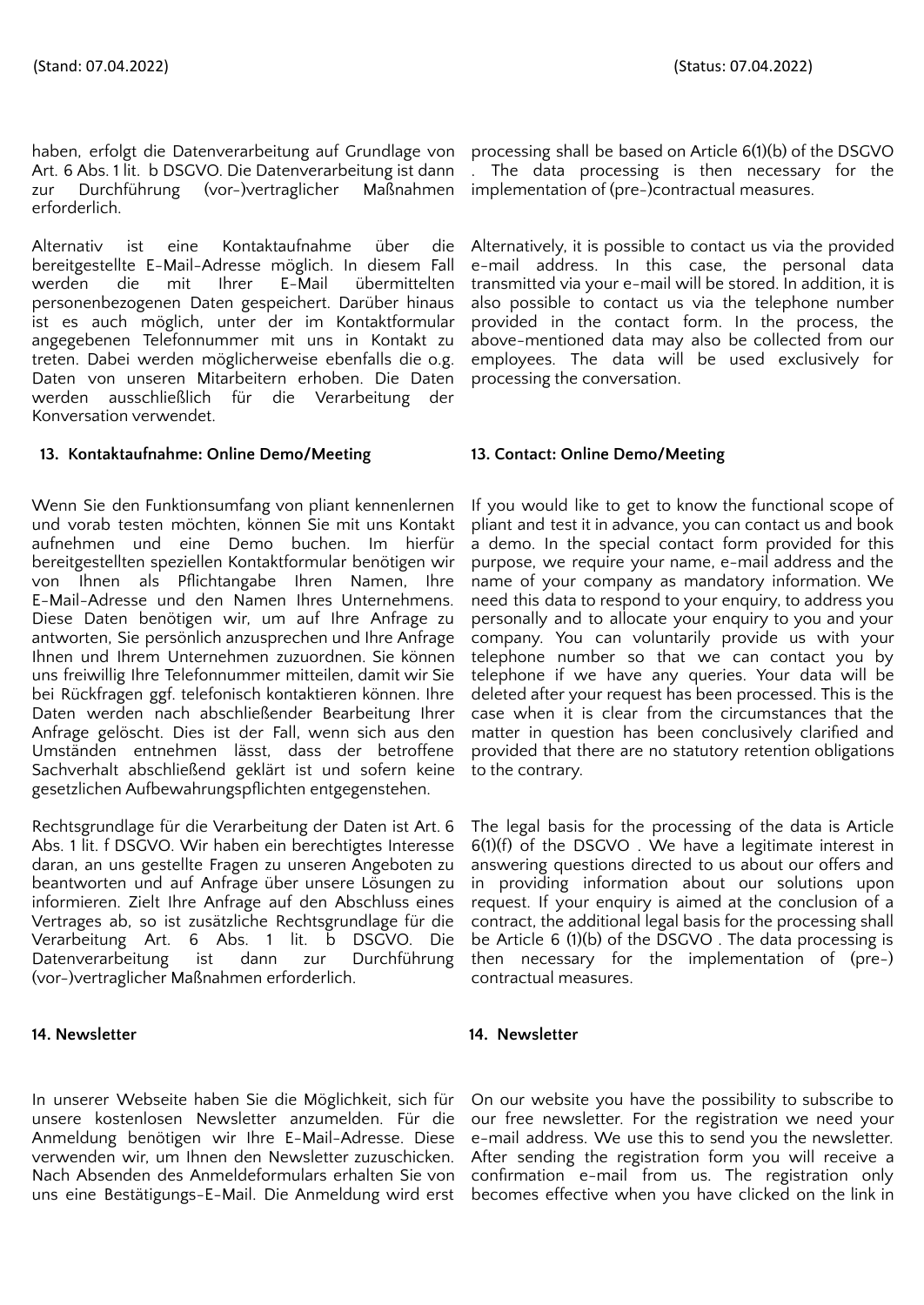haben, erfolgt die Datenverarbeitung auf Grundlage von Art. 6 Abs. 1 lit. b DSGVO. Die Datenverarbeitung ist dann zur Durchführung (vor-)vertraglicher Maßnahmen erforderlich.

Alternativ ist eine Kontaktaufnahme über die bereitgestellte E-Mail-Adresse möglich. In diesem Fall werden die mit Ihrer E-Mail übermittelten personenbezogenen Daten gespeichert. Darüber hinaus ist es auch möglich, unter der im Kontaktformular angegebenen Telefonnummer mit uns in Kontakt zu treten. Dabei werden möglicherweise ebenfalls die o.g. Daten von unseren Mitarbeitern erhoben. Die Daten werden ausschließlich für die Verarbeitung der Konversation verwendet.

### 13. Kontaktaufnahme: Online Demo/Meeting

Wenn Sie den Funktionsumfang von pliant kennenlernen und vorab testen möchten, können Sie mit uns Kontakt aufnehmen und eine Demo buchen. Im hierfür bereitgestellten speziellen Kontaktformular benötigen wir von Ihnen als Pflichtangabe Ihren Namen, Ihre E-Mail-Adresse und den Namen Ihres Unternehmens. Diese Daten benötigen wir, um auf Ihre Anfrage zu antworten, Sie persönlich anzusprechen und Ihre Anfrage Ihnen und Ihrem Unternehmen zuzuordnen. Sie können uns freiwillig Ihre Telefonnummer mitteilen, damit wir Sie bei Rückfragen ggf. telefonisch kontaktieren können. Ihre Daten werden nach abschließender Bearbeitung Ihrer Anfrage gelöscht. Dies ist der Fall, wenn sich aus den Umständen entnehmen lässt, dass der betroffene Sachverhalt abschließend geklärt ist und sofern keine gesetzlichen Aufbewahrungspflichten entgegenstehen.

Rechtsgrundlage für die Verarbeitung der Daten ist Art. 6 Abs. 1 lit. f DSGVO. Wir haben ein berechtigtes Interesse daran, an uns gestellte Fragen zu unseren Angeboten zu beantworten und auf Anfrage über unsere Lösungen zu informieren. Zielt Ihre Anfrage auf den Abschluss eines Vertrages ab, so ist zusätzliche Rechtsgrundlage für die Verarbeitung Art. 6 Abs. 1 lit. b DSGVO. Die Datenverarbeitung ist dann zur Durchführung (vor-)vertraglicher Maßnahmen erforderlich.

### 14. Newsletter

In unserer Webseite haben Sie die Möglichkeit, sich für unsere kostenlosen Newsletter anzumelden. Für die Anmeldung benötigen wir Ihre E-Mail-Adresse. Diese verwenden wir, um Ihnen den Newsletter zuzuschicken. Nach Absenden des Anmeldeformulars erhalten Sie von uns eine Bestätigungs-E-Mail. Die Anmeldung wird erst

---

processing shall be based on Article 6(1)(b) of the DSGVO . The data processing is then necessary for the implementation of (pre-)contractual measures.

Alternatively, it is possible to contact us via the provided e-mail address. In this case, the personal data transmitted via your e-mail will be stored. In addition, it is also possible to contact us via the telephone number provided in the contact form. In the process, the above-mentioned data may also be collected from our employees. The data will be used exclusively for processing the conversation.

### 13. Contact: Online Demo/Meeting

If you would like to get to know the functional scope of pliant and test it in advance, you can contact us and book a demo. In the special contact form provided for this purpose, we require your name, e-mail address and the name of your company as mandatory information. We need this data to respond to your enquiry, to address you personally and to allocate your enquiry to you and your company. You can voluntarily provide us with your telephone number so that we can contact you by telephone if we have any queries. Your data will be deleted after your request has been processed. This is the case when it is clear from the circumstances that the matter in question has been conclusively clarified and provided that there are no statutory retention obligations to the contrary.

The legal basis for the processing of the data is Article 6(1)(f) of the DSGVO . We have a legitimate interest in answering questions directed to us about our offers and in providing information about our solutions upon request. If your enquiry is aimed at the conclusion of a contract, the additional legal basis for the processing shall be Article 6 (1)(b) of the DSGVO . The data processing is then necessary for the implementation of (pre-) contractual measures.

### 14. Newsletter

On our website you have the possibility to subscribe to our free newsletter. For the registration we need your e-mail address. We use this to send you the newsletter. After sending the registration form you will receive a confirmation e-mail from us. The registration only becomes effective when you have clicked on the link in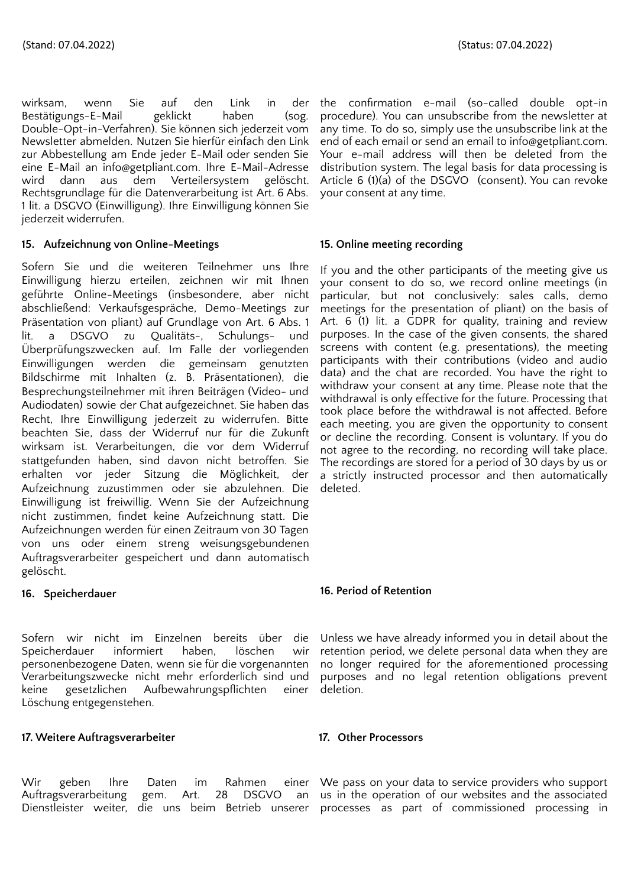wirksam, wenn Sie auf den Link in der Bestätigungs-E-Mail geklickt haben (sog. Double-Opt-in-Verfahren). Sie können sich jederzeit vom Newsletter abmelden. Nutzen Sie hierfür einfach den Link zur Abbestellung am Ende jeder E-Mail oder senden Sie eine E-Mail an info@getpliant.com. Ihre E-Mail-Adresse wird dann aus dem Verteilersystem gelöscht. Rechtsgrundlage für die Datenverarbeitung ist Art. 6 Abs. 1 lit. a DSGVO (Einwilligung). Ihre Einwilligung können Sie jederzeit widerrufen.

### 15. Aufzeichnung von Online-Meetings

Sofern Sie und die weiteren Teilnehmer uns Ihre Einwilligung hierzu erteilen, zeichnen wir mit Ihnen geführte Online-Meetings (insbesondere, aber nicht abschließend: Verkaufsgespräche, Demo-Meetings zur Präsentation von pliant) auf Grundlage von Art. 6 Abs. 1 lit. a DSGVO zu Qualitäts-, Schulungs- und Überprüfungszwecken auf. Im Falle der vorliegenden Einwilligungen werden die gemeinsam genutzten Bildschirme mit Inhalten (z. B. Präsentationen), die Besprechungsteilnehmer mit ihren Beiträgen (Video- und Audiodaten) sowie der Chat aufgezeichnet. Sie haben das Recht, Ihre Einwilligung jederzeit zu widerrufen. Bitte beachten Sie, dass der Widerruf nur für die Zukunft wirksam ist. Verarbeitungen, die vor dem Widerruf stattgefunden haben, sind davon nicht betroffen. Sie erhalten vor jeder Sitzung die Möglichkeit, der Aufzeichnung zuzustimmen oder sie abzulehnen. Die Einwilligung ist freiwillig. Wenn Sie der Aufzeichnung nicht zustimmen, findet keine Aufzeichnung statt. Die Aufzeichnungen werden für einen Zeitraum von 30 Tagen von uns oder einem streng weisungsgebundenen Auftragsverarbeiter gespeichert und dann automatisch gelöscht.

### 16. Speicherdauer

Sofern wir nicht im Einzelnen bereits über die Speicherdauer informiert haben, löschen wir personenbezogene Daten, wenn sie für die vorgenannten Verarbeitungszwecke nicht mehr erforderlich sind und keine gesetzlichen Aufbewahrungspflichten einer Löschung entgegenstehen.

### 17. Weitere Auftragsverarbeiter

Wir geben Ihre Daten im Rahmen einer Auftragsverarbeitung gem. Art. 28 DSGVO an Dienstleister weiter, die uns beim Betrieb unserer

---

the confirmation e-mail (so-called double opt-in procedure). You can unsubscribe from the newsletter at any time. To do so, simply use the unsubscribe link at the end of each email or send an email to info@getpliant.com. Your e-mail address will then be deleted from the distribution system. The legal basis for data processing is Article 6 (1)(a) of the DSGVO (consent). You can revoke your consent at any time.

### 15. Online meeting recording

If you and the other participants of the meeting give us your consent to do so, we record online meetings (in particular, but not conclusively: sales calls, demo meetings for the presentation of pliant) on the basis of Art. 6 (1) lit. a GDPR for quality, training and review purposes. In the case of the given consents, the shared screens with content (e.g. presentations), the meeting participants with their contributions (video and audio data) and the chat are recorded. You have the right to withdraw your consent at any time. Please note that the withdrawal is only effective for the future. Processing that took place before the withdrawal is not affected. Before each meeting, you are given the opportunity to consent or decline the recording. Consent is voluntary. If you do not agree to the recording, no recording will take place. The recordings are stored for a period of 30 days by us or a strictly instructed processor and then automatically deleted.

### 16. Period of Retention

Unless we have already informed you in detail about the retention period, we delete personal data when they are no longer required for the aforementioned processing purposes and no legal retention obligations prevent deletion.

### 17. Other Processors

We pass on your data to service providers who support us in the operation of our websites and the associated processes as part of commissioned processing in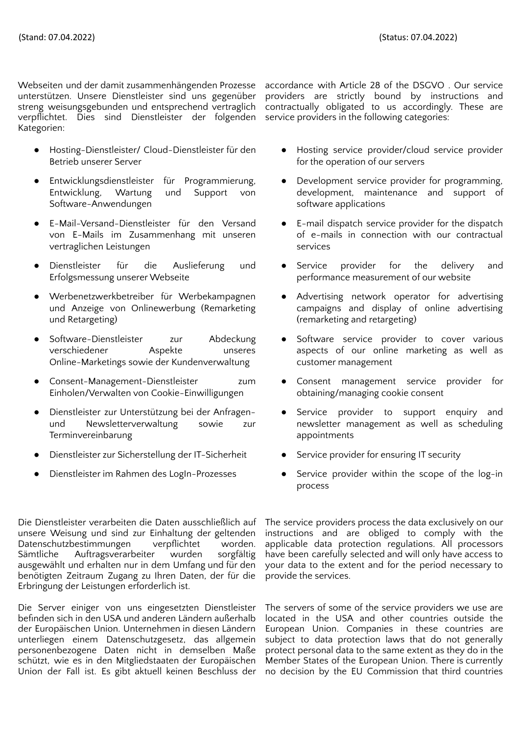Webseiten und der damit zusammenhängenden Prozesse unterstützen. Unsere Dienstleister sind uns gegenüber streng weisungsgebunden und entsprechend vertraglich verpflichtet. Dies sind Dienstleister der folgenden Kategorien:

- Hosting-Dienstleister/ Cloud-Dienstleister für den Betrieb unserer Server
- Entwicklungsdienstleister für Programmierung, Entwicklung, Wartung und Support von Software-Anwendungen
- E-Mail-Versand-Dienstleister für den Versand von E-Mails im Zusammenhang mit unseren vertraglichen Leistungen
- Dienstleister für die Auslieferung und Erfolgsmessung unserer Webseite
- Werbenetzwerkbetreiber für Werbekampagnen und Anzeige von Onlinewerbung (Remarketing und Retargeting)
- Software-Dienstleister zur Abdeckung verschiedener Aspekte unseres Online-Marketings sowie der Kundenverwaltung
- Consent-Management-Dienstleister zum Einholen/Verwalten von Cookie-Einwilligungen
- Dienstleister zur Unterstützung bei der Anfragen- und Newsletterverwaltung sowie zur Terminvereinbarung
- Dienstleister zur Sicherstellung der IT-Sicherheit
- Dienstleister im Rahmen des LogIn-Prozesses

Die Dienstleister verarbeiten die Daten ausschließlich auf unsere Weisung und sind zur Einhaltung der geltenden Datenschutzbestimmungen verpflichtet worden. Sämtliche Auftragsverarbeiter wurden sorgfältig ausgewählt und erhalten nur in dem Umfang und für den benötigten Zeitraum Zugang zu Ihren Daten, der für die Erbringung der Leistungen erforderlich ist.

Die Server einiger von uns eingesetzten Dienstleister befinden sich in den USA und anderen Ländern außerhalb der Europäischen Union. Unternehmen in diesen Ländern unterliegen einem Datenschutzgesetz, das allgemein personenbezogene Daten nicht in demselben Maße schützt, wie es in den Mitgliedstaaten der Europäischen Union der Fall ist. Es gibt aktuell keinen Beschluss der

accordance with Article 28 of the DSGVO . Our service providers are strictly bound by instructions and contractually obligated to us accordingly. These are service providers in the following categories:

- Hosting service provider/cloud service provider for the operation of our servers
- Development service provider for programming, development, maintenance and support of software applications
- E-mail dispatch service provider for the dispatch of e-mails in connection with our contractual services
- Service provider for the delivery and performance measurement of our website
- Advertising network operator for advertising campaigns and display of online advertising (remarketing and retargeting)
- Software service provider to cover various aspects of our online marketing as well as customer management
- Consent management service provider for obtaining/managing cookie consent
- Service provider to support enquiry and newsletter management as well as scheduling appointments
- Service provider for ensuring IT security
- Service provider within the scope of the log-in process

The service providers process the data exclusively on our instructions and are obliged to comply with the applicable data protection regulations. All processors have been carefully selected and will only have access to your data to the extent and for the period necessary to provide the services.

The servers of some of the service providers we use are located in the USA and other countries outside the European Union. Companies in these countries are subject to data protection laws that do not generally protect personal data to the same extent as they do in the Member States of the European Union. There is currently no decision by the EU Commission that third countries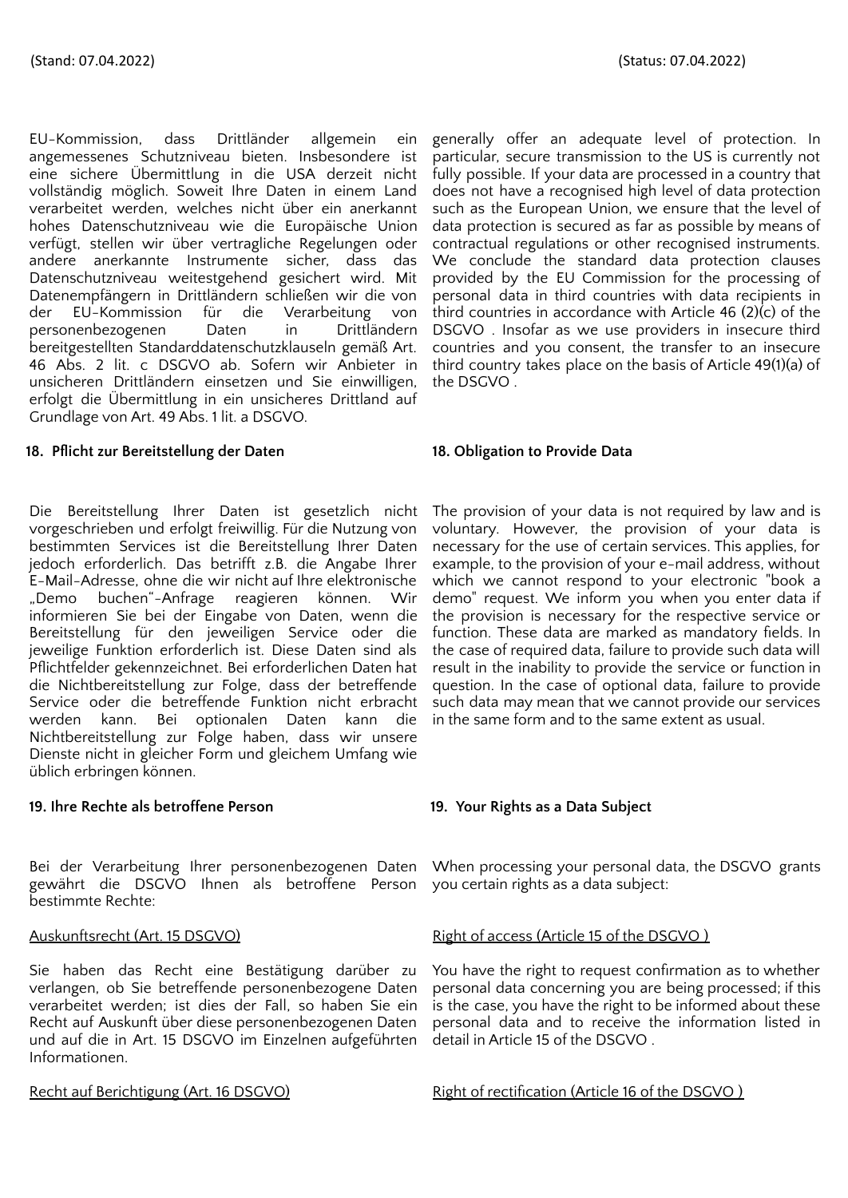EU-Kommission, dass Drittländer allgemein ein angemessenes Schutzniveau bieten. Insbesondere ist eine sichere Übermittlung in die USA derzeit nicht vollständig möglich. Soweit Ihre Daten in einem Land verarbeitet werden, welches nicht über ein anerkannt hohes Datenschutzniveau wie die Europäische Union verfügt, stellen wir über vertragliche Regelungen oder andere anerkannte Instrumente sicher, dass das Datenschutzniveau weitestgehend gesichert wird. Mit Datenempfängern in Drittländern schließen wir die von der EU-Kommission für die Verarbeitung von personenbezogenen Daten in Drittländern bereitgestellten Standarddatenschutzklauseln gemäß Art. 46 Abs. 2 lit. c DSGVO ab. Sofern wir Anbieter in unsicheren Drittländern einsetzen und Sie einwilligen, erfolgt die Übermittlung in ein unsicheres Drittland auf Grundlage von Art. 49 Abs. 1 lit. a DSGVO.

generally offer an adequate level of protection. In particular, secure transmission to the US is currently not fully possible. If your data are processed in a country that does not have a recognised high level of data protection such as the European Union, we ensure that the level of data protection is secured as far as possible by means of contractual regulations or other recognised instruments. We conclude the standard data protection clauses provided by the EU Commission for the processing of personal data in third countries with data recipients in third countries in accordance with Article 46 (2)(c) of the DSGVO . Insofar as we use providers in insecure third countries and you consent, the transfer to an insecure third country takes place on the basis of Article 49(1)(a) of the DSGVO .

## 18. Pflicht zur Bereitstellung der Daten

Die Bereitstellung Ihrer Daten ist gesetzlich nicht vorgeschrieben und erfolgt freiwillig. Für die Nutzung von bestimmten Services ist die Bereitstellung Ihrer Daten jedoch erforderlich. Das betrifft z.B. die Angabe Ihrer E-Mail-Adresse, ohne die wir nicht auf Ihre elektronische „Demo buchen"-Anfrage reagieren können. Wir informieren Sie bei der Eingabe von Daten, wenn die Bereitstellung für den jeweiligen Service oder die jeweilige Funktion erforderlich ist. Diese Daten sind als Pflichtfelder gekennzeichnet. Bei erforderlichen Daten hat die Nichtbereitstellung zur Folge, dass der betreffende Service oder die betreffende Funktion nicht erbracht werden kann. Bei optionalen Daten kann die Nichtbereitstellung zur Folge haben, dass wir unsere Dienste nicht in gleicher Form und gleichem Umfang wie üblich erbringen können.

## 18. Obligation to Provide Data

The provision of your data is not required by law and is voluntary. However, the provision of your data is necessary for the use of certain services. This applies, for example, to the provision of your e-mail address, without which we cannot respond to your electronic "book a demo" request. We inform you when you enter data if the provision is necessary for the respective service or function. These data are marked as mandatory fields. In the case of required data, failure to provide such data will result in the inability to provide the service or function in question. In the case of optional data, failure to provide such data may mean that we cannot provide our services in the same form and to the same extent as usual.

## 19. Ihre Rechte als betroffene Person

Bei der Verarbeitung Ihrer personenbezogenen Daten gewährt die DSGVO Ihnen als betroffene Person bestimmte Rechte:

Auskunftsrecht (Art. 15 DSGVO)

Sie haben das Recht eine Bestätigung darüber zu verlangen, ob Sie betreffende personenbezogene Daten verarbeitet werden; ist dies der Fall, so haben Sie ein Recht auf Auskunft über diese personenbezogenen Daten und auf die in Art. 15 DSGVO im Einzelnen aufgeführten Informationen.

Recht auf Berichtigung (Art. 16 DSGVO)

## 19. Your Rights as a Data Subject

When processing your personal data, the DSGVO grants you certain rights as a data subject:

Right of access (Article 15 of the DSGVO )

You have the right to request confirmation as to whether personal data concerning you are being processed; if this is the case, you have the right to be informed about these personal data and to receive the information listed in detail in Article 15 of the DSGVO .

Right of rectification (Article 16 of the DSGVO )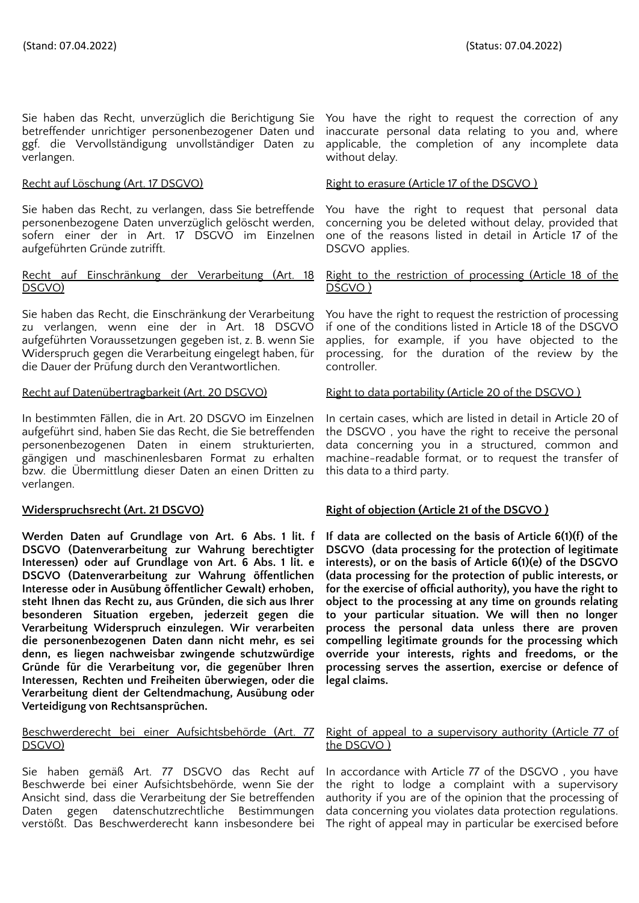Sie haben das Recht, unverzüglich die Berichtigung Sie betreffender unrichtiger personenbezogener Daten und ggf. die Vervollständigung unvollständiger Daten zu verlangen.

You have the right to request the correction of any inaccurate personal data relating to you and, where applicable, the completion of any incomplete data without delay.

Recht auf Löschung (Art. 17 DSGVO)

Right to erasure (Article 17 of the DSGVO )

Sie haben das Recht, zu verlangen, dass Sie betreffende personenbezogene Daten unverzüglich gelöscht werden, sofern einer der in Art. 17 DSGVO im Einzelnen aufgeführten Gründe zutrifft.

You have the right to request that personal data concerning you be deleted without delay, provided that one of the reasons listed in detail in Article 17 of the DSGVO applies.

Recht auf Einschränkung der Verarbeitung (Art. 18 DSGVO)

Right to the restriction of processing (Article 18 of the DSGVO )

Sie haben das Recht, die Einschränkung der Verarbeitung zu verlangen, wenn eine der in Art. 18 DSGVO aufgeführten Voraussetzungen gegeben ist, z. B. wenn Sie Widerspruch gegen die Verarbeitung eingelegt haben, für die Dauer der Prüfung durch den Verantwortlichen.

You have the right to request the restriction of processing if one of the conditions listed in Article 18 of the DSGVO applies, for example, if you have objected to the processing, for the duration of the review by the controller.

Recht auf Datenübertragbarkeit (Art. 20 DSGVO)

Right to data portability (Article 20 of the DSGVO )

In bestimmten Fällen, die in Art. 20 DSGVO im Einzelnen aufgeführt sind, haben Sie das Recht, die Sie betreffenden personenbezogenen Daten in einem strukturierten, gängigen und maschinenlesbaren Format zu erhalten bzw. die Übermittlung dieser Daten an einen Dritten zu verlangen.

In certain cases, which are listed in detail in Article 20 of the DSGVO , you have the right to receive the personal data concerning you in a structured, common and machine-readable format, or to request the transfer of this data to a third party.

**Widerspruchsrecht (Art. 21 DSGVO)**

**Right of objection (Article 21 of the DSGVO )**

**Werden Daten auf Grundlage von Art. 6 Abs. 1 lit. f DSGVO (Datenverarbeitung zur Wahrung berechtigter Interessen) oder auf Grundlage von Art. 6 Abs. 1 lit. e DSGVO (Datenverarbeitung zur Wahrung öffentlichen Interesse oder in Ausübung öffentlicher Gewalt) erhoben, steht Ihnen das Recht zu, aus Gründen, die sich aus Ihrer besonderen Situation ergeben, jederzeit gegen die Verarbeitung Widerspruch einzulegen. Wir verarbeiten die personenbezogenen Daten dann nicht mehr, es sei denn, es liegen nachweisbar zwingende schutzwürdige Gründe für die Verarbeitung vor, die gegenüber Ihren Interessen, Rechten und Freiheiten überwiegen, oder die Verarbeitung dient der Geltendmachung, Ausübung oder Verteidigung von Rechtsansprüchen.**

**If data are collected on the basis of Article 6(1)(f) of the DSGVO (data processing for the protection of legitimate interests), or on the basis of Article 6(1)(e) of the DSGVO (data processing for the protection of public interests, or for the exercise of official authority), you have the right to object to the processing at any time on grounds relating to your particular situation. We will then no longer process the personal data unless there are proven compelling legitimate grounds for the processing which override your interests, rights and freedoms, or the processing serves the assertion, exercise or defence of legal claims.**

Beschwerderecht bei einer Aufsichtsbehörde (Art. 77 DSGVO)

Right of appeal to a supervisory authority (Article 77 of the DSGVO )

Sie haben gemäß Art. 77 DSGVO das Recht auf Beschwerde bei einer Aufsichtsbehörde, wenn Sie der Ansicht sind, dass die Verarbeitung der Sie betreffenden Daten gegen datenschutzrechtliche Bestimmungen verstößt. Das Beschwerderecht kann insbesondere bei

In accordance with Article 77 of the DSGVO , you have the right to lodge a complaint with a supervisory authority if you are of the opinion that the processing of data concerning you violates data protection regulations. The right of appeal may in particular be exercised before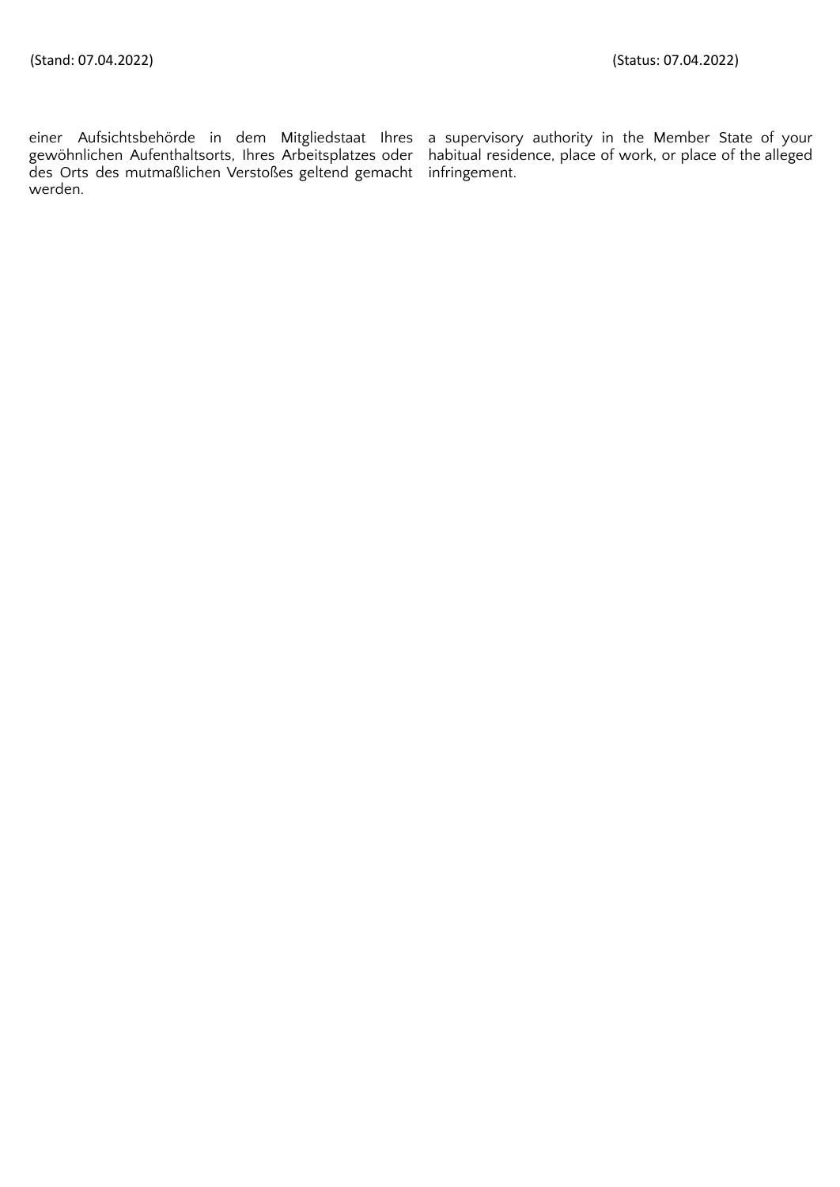einer Aufsichtsbehörde in dem Mitgliedstaat Ihres gewöhnlichen Aufenthaltsorts, Ihres Arbeitsplatzes oder des Orts des mutmaßlichen Verstoßes geltend gemacht werden.

a supervisory authority in the Member State of your habitual residence, place of work, or place of the alleged infringement.